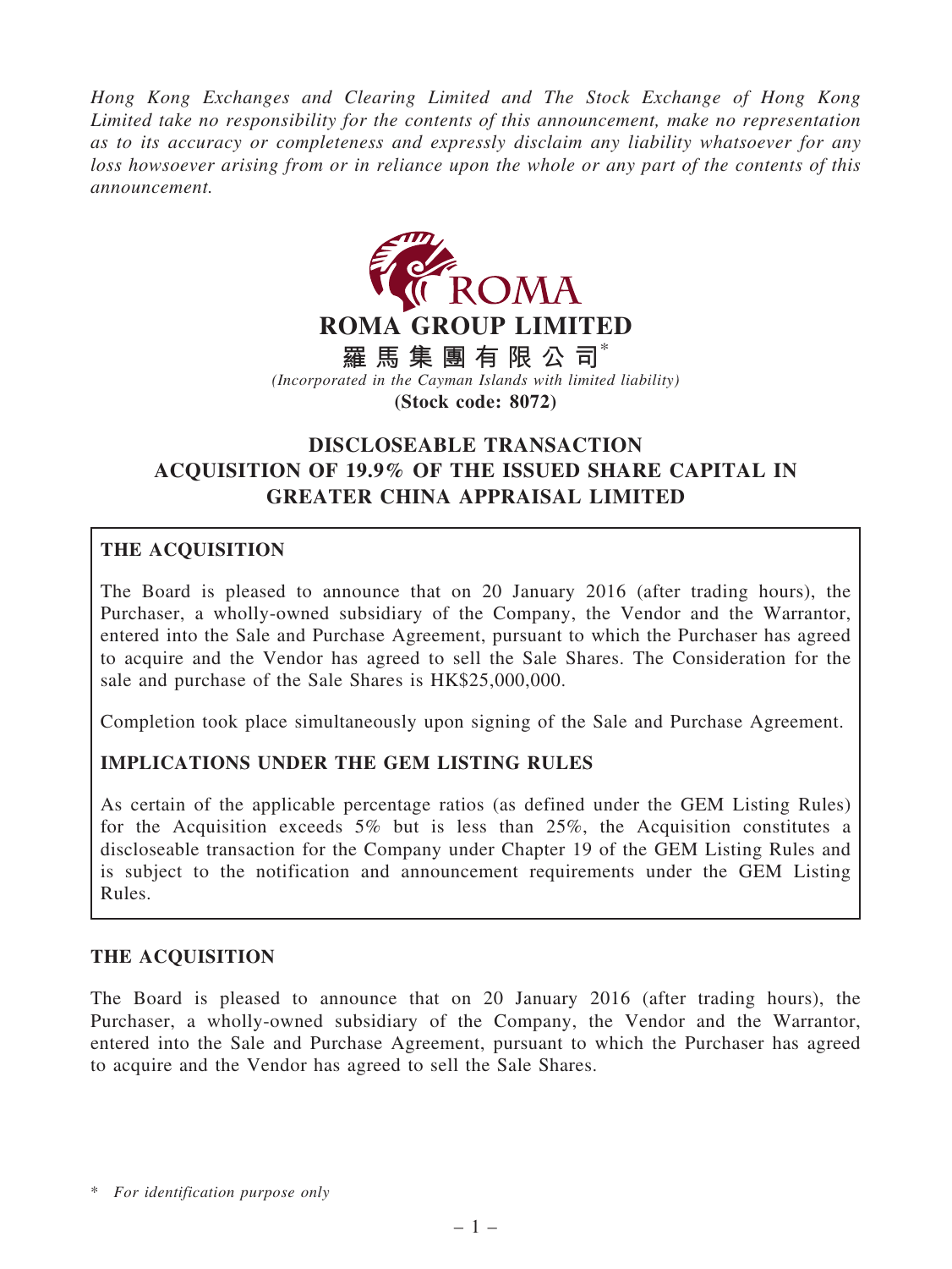*Hong Kong Exchanges and Clearing Limited and The Stock Exchange of Hong Kong Limited take no responsibility for the contents of this announcement, make no representation as to its accuracy or completeness and expressly disclaim any liability whatsoever for any loss howsoever arising from or in reliance upon the whole or any part of the contents of this announcement.*

# ROMA GROUP LIMITED

**羅馬集團有限公司***

*(Incorporated in the Cayman Islands with limited liability)*

**(Stock code: 8072)**

## DISCLOSEABLE TRANSACTION ACQUISITION OF 19.9% OF THE ISSUED SHARE CAPITAL IN GREATER CHINA APPRAISAL LIMITED

### THE ACQUISITION

The Board is pleased to announce that on 20 January 2016 (after trading hours), the Purchaser, a wholly-owned subsidiary of the Company, the Vendor and the Warrantor, entered into the Sale and Purchase Agreement, pursuant to which the Purchaser has agreed to acquire and the Vendor has agreed to sell the Sale Shares. The Consideration for the sale and purchase of the Sale Shares is HK$25,000,000.

Completion took place simultaneously upon signing of the Sale and Purchase Agreement.

### IMPLICATIONS UNDER THE GEM LISTING RULES

As certain of the applicable percentage ratios (as defined under the GEM Listing Rules) for the Acquisition exceeds 5% but is less than 25%, the Acquisition constitutes a discloseable transaction for the Company under Chapter 19 of the GEM Listing Rules and is subject to the notification and announcement requirements under the GEM Listing Rules.

### THE ACQUISITION

The Board is pleased to announce that on 20 January 2016 (after trading hours), the Purchaser, a wholly-owned subsidiary of the Company, the Vendor and the Warrantor, entered into the Sale and Purchase Agreement, pursuant to which the Purchaser has agreed to acquire and the Vendor has agreed to sell the Sale Shares.

\* *For identification purpose only*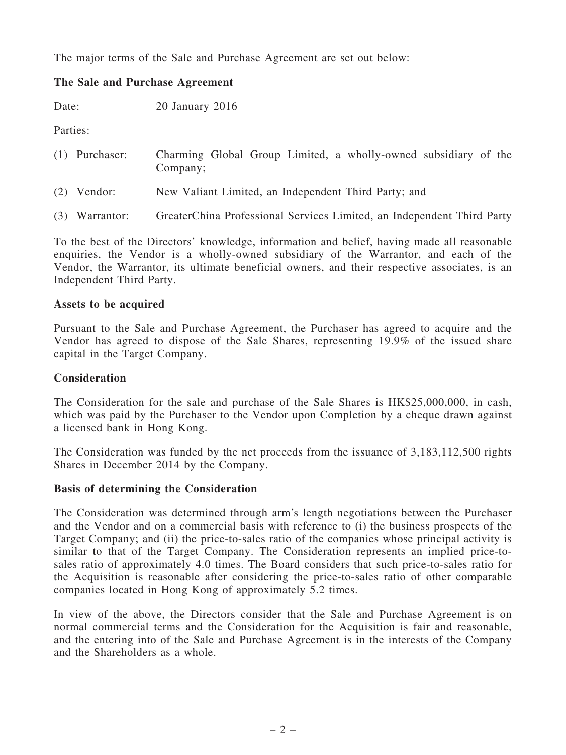The major terms of the Sale and Purchase Agreement are set out below:

**The Sale and Purchase Agreement**

Date: 20 January 2016

Parties:

(1) Purchaser: Charming Global Group Limited, a wholly-owned subsidiary of the Company;

(2) Vendor: New Valiant Limited, an Independent Third Party; and

(3) Warrantor: GreaterChina Professional Services Limited, an Independent Third Party

To the best of the Directors' knowledge, information and belief, having made all reasonable enquiries, the Vendor is a wholly-owned subsidiary of the Warrantor, and each of the Vendor, the Warrantor, its ultimate beneficial owners, and their respective associates, is an Independent Third Party.

**Assets to be acquired**

Pursuant to the Sale and Purchase Agreement, the Purchaser has agreed to acquire and the Vendor has agreed to dispose of the Sale Shares, representing 19.9% of the issued share capital in the Target Company.

**Consideration**

The Consideration for the sale and purchase of the Sale Shares is HK$25,000,000, in cash, which was paid by the Purchaser to the Vendor upon Completion by a cheque drawn against a licensed bank in Hong Kong.

The Consideration was funded by the net proceeds from the issuance of 3,183,112,500 rights Shares in December 2014 by the Company.

**Basis of determining the Consideration**

The Consideration was determined through arm's length negotiations between the Purchaser and the Vendor and on a commercial basis with reference to (i) the business prospects of the Target Company; and (ii) the price-to-sales ratio of the companies whose principal activity is similar to that of the Target Company. The Consideration represents an implied price-to-sales ratio of approximately 4.0 times. The Board considers that such price-to-sales ratio for the Acquisition is reasonable after considering the price-to-sales ratio of other comparable companies located in Hong Kong of approximately 5.2 times.

In view of the above, the Directors consider that the Sale and Purchase Agreement is on normal commercial terms and the Consideration for the Acquisition is fair and reasonable, and the entering into of the Sale and Purchase Agreement is in the interests of the Company and the Shareholders as a whole.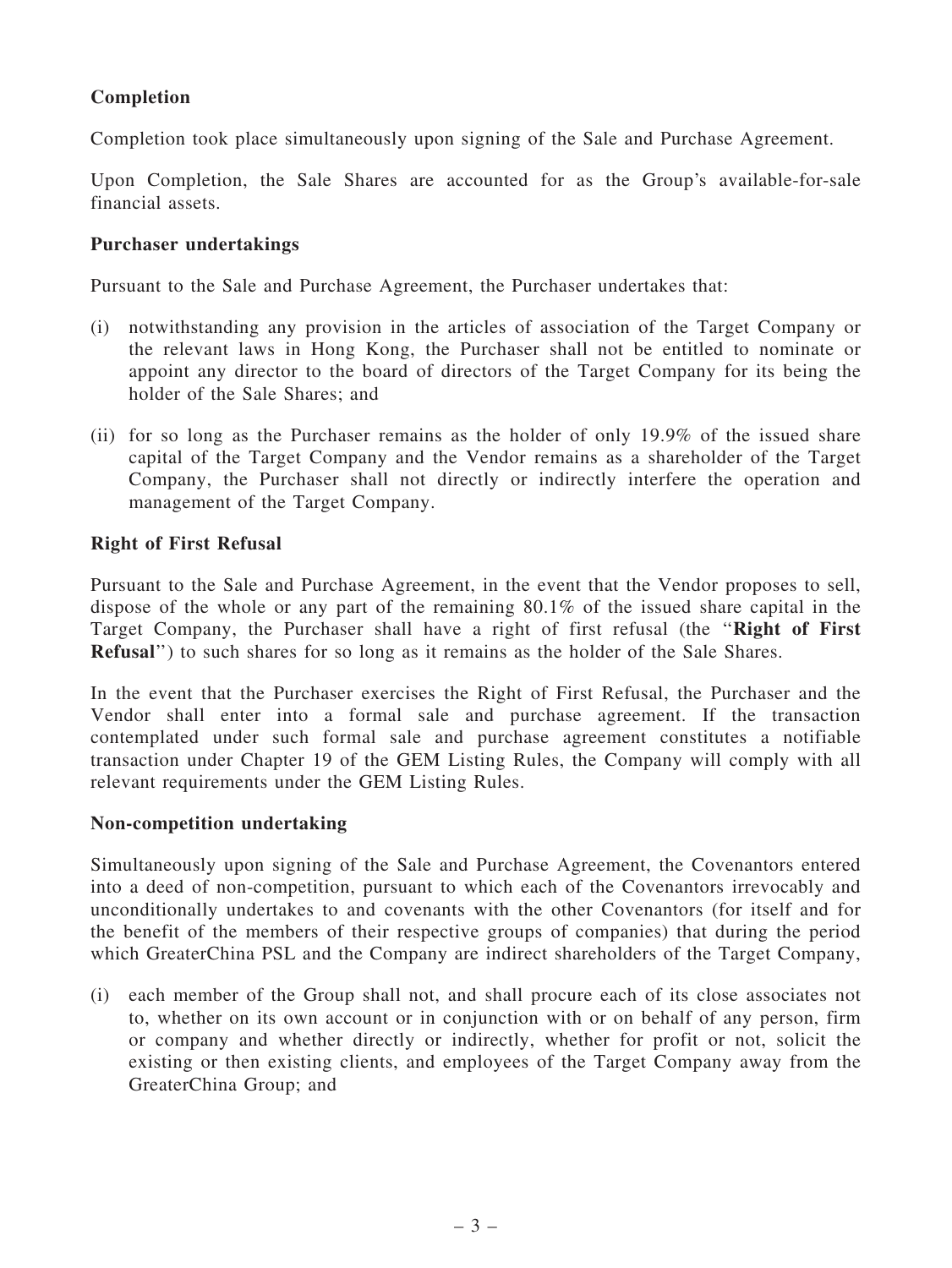**Completion**

Completion took place simultaneously upon signing of the Sale and Purchase Agreement.

Upon Completion, the Sale Shares are accounted for as the Group's available-for-sale financial assets.

**Purchaser undertakings**

Pursuant to the Sale and Purchase Agreement, the Purchaser undertakes that:

(i) notwithstanding any provision in the articles of association of the Target Company or the relevant laws in Hong Kong, the Purchaser shall not be entitled to nominate or appoint any director to the board of directors of the Target Company for its being the holder of the Sale Shares; and

(ii) for so long as the Purchaser remains as the holder of only 19.9% of the issued share capital of the Target Company and the Vendor remains as a shareholder of the Target Company, the Purchaser shall not directly or indirectly interfere the operation and management of the Target Company.

**Right of First Refusal**

Pursuant to the Sale and Purchase Agreement, in the event that the Vendor proposes to sell, dispose of the whole or any part of the remaining 80.1% of the issued share capital in the Target Company, the Purchaser shall have a right of first refusal (the "**Right of First Refusal**") to such shares for so long as it remains as the holder of the Sale Shares.

In the event that the Purchaser exercises the Right of First Refusal, the Purchaser and the Vendor shall enter into a formal sale and purchase agreement. If the transaction contemplated under such formal sale and purchase agreement constitutes a notifiable transaction under Chapter 19 of the GEM Listing Rules, the Company will comply with all relevant requirements under the GEM Listing Rules.

**Non-competition undertaking**

Simultaneously upon signing of the Sale and Purchase Agreement, the Covenantors entered into a deed of non-competition, pursuant to which each of the Covenantors irrevocably and unconditionally undertakes to and covenants with the other Covenantors (for itself and for the benefit of the members of their respective groups of companies) that during the period which GreaterChina PSL and the Company are indirect shareholders of the Target Company,

(i) each member of the Group shall not, and shall procure each of its close associates not to, whether on its own account or in conjunction with or on behalf of any person, firm or company and whether directly or indirectly, whether for profit or not, solicit the existing or then existing clients, and employees of the Target Company away from the GreaterChina Group; and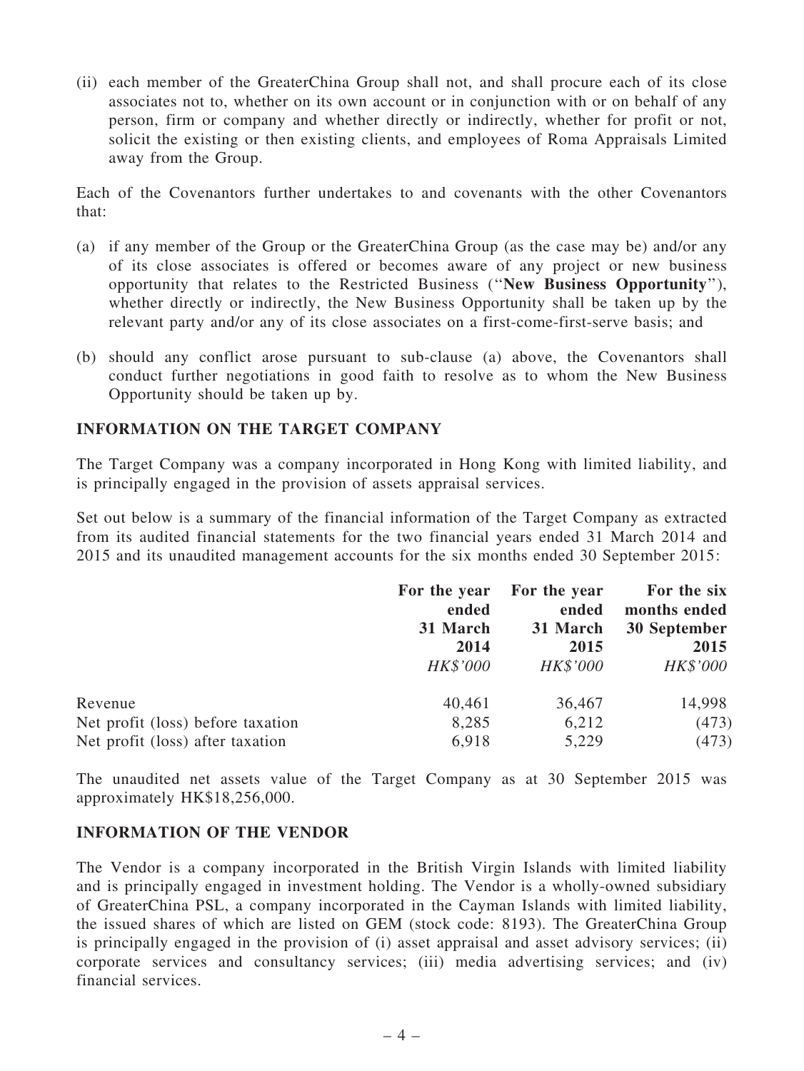(ii) each member of the GreaterChina Group shall not, and shall procure each of its close associates not to, whether on its own account or in conjunction with or on behalf of any person, firm or company and whether directly or indirectly, whether for profit or not, solicit the existing or then existing clients, and employees of Roma Appraisals Limited away from the Group.

Each of the Covenantors further undertakes to and covenants with the other Covenantors that:

(a) if any member of the Group or the GreaterChina Group (as the case may be) and/or any of its close associates is offered or becomes aware of any project or new business opportunity that relates to the Restricted Business (''**New Business Opportunity**''), whether directly or indirectly, the New Business Opportunity shall be taken up by the relevant party and/or any of its close associates on a first-come-first-serve basis; and

(b) should any conflict arose pursuant to sub-clause (a) above, the Covenantors shall conduct further negotiations in good faith to resolve as to whom the New Business Opportunity should be taken up by.

## INFORMATION ON THE TARGET COMPANY

The Target Company was a company incorporated in Hong Kong with limited liability, and is principally engaged in the provision of assets appraisal services.

Set out below is a summary of the financial information of the Target Company as extracted from its audited financial statements for the two financial years ended 31 March 2014 and 2015 and its unaudited management accounts for the six months ended 30 September 2015:

| | For the year ended 31 March 2014 | For the year ended 31 March 2015 | For the six months ended 30 September 2015 |
|---|---|---|---|
| | *HK$'000* | *HK$'000* | *HK$'000* |
| Revenue | 40,461 | 36,467 | 14,998 |
| Net profit (loss) before taxation | 8,285 | 6,212 | (473) |
| Net profit (loss) after taxation | 6,918 | 5,229 | (473) |

The unaudited net assets value of the Target Company as at 30 September 2015 was approximately HK$18,256,000.

## INFORMATION OF THE VENDOR

The Vendor is a company incorporated in the British Virgin Islands with limited liability and is principally engaged in investment holding. The Vendor is a wholly-owned subsidiary of GreaterChina PSL, a company incorporated in the Cayman Islands with limited liability, the issued shares of which are listed on GEM (stock code: 8193). The GreaterChina Group is principally engaged in the provision of (i) asset appraisal and asset advisory services; (ii) corporate services and consultancy services; (iii) media advertising services; and (iv) financial services.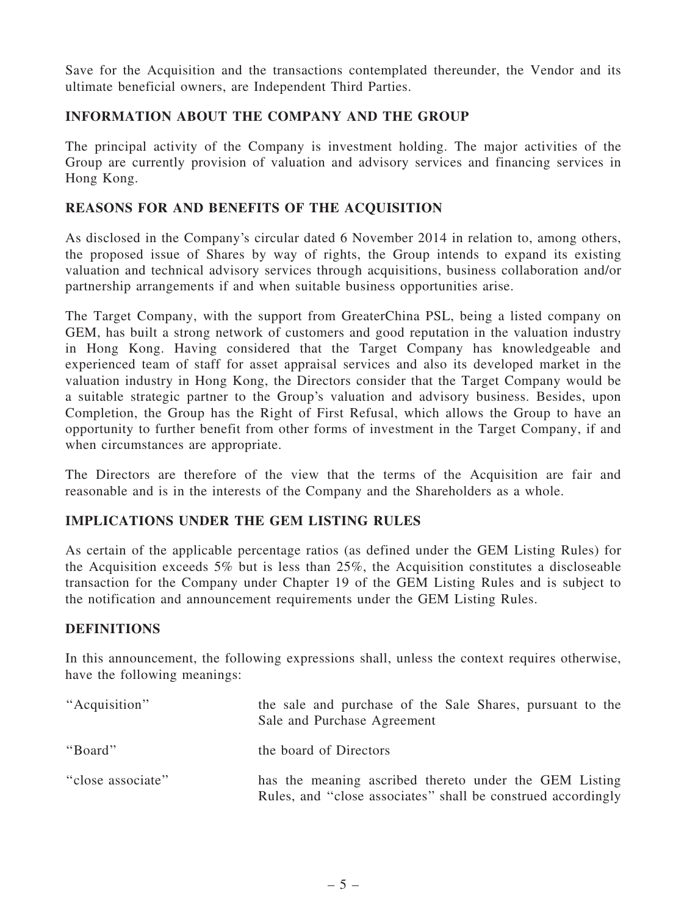Save for the Acquisition and the transactions contemplated thereunder, the Vendor and its ultimate beneficial owners, are Independent Third Parties.

## INFORMATION ABOUT THE COMPANY AND THE GROUP

The principal activity of the Company is investment holding. The major activities of the Group are currently provision of valuation and advisory services and financing services in Hong Kong.

## REASONS FOR AND BENEFITS OF THE ACQUISITION

As disclosed in the Company's circular dated 6 November 2014 in relation to, among others, the proposed issue of Shares by way of rights, the Group intends to expand its existing valuation and technical advisory services through acquisitions, business collaboration and/or partnership arrangements if and when suitable business opportunities arise.

The Target Company, with the support from GreaterChina PSL, being a listed company on GEM, has built a strong network of customers and good reputation in the valuation industry in Hong Kong. Having considered that the Target Company has knowledgeable and experienced team of staff for asset appraisal services and also its developed market in the valuation industry in Hong Kong, the Directors consider that the Target Company would be a suitable strategic partner to the Group's valuation and advisory business. Besides, upon Completion, the Group has the Right of First Refusal, which allows the Group to have an opportunity to further benefit from other forms of investment in the Target Company, if and when circumstances are appropriate.

The Directors are therefore of the view that the terms of the Acquisition are fair and reasonable and is in the interests of the Company and the Shareholders as a whole.

## IMPLICATIONS UNDER THE GEM LISTING RULES

As certain of the applicable percentage ratios (as defined under the GEM Listing Rules) for the Acquisition exceeds 5% but is less than 25%, the Acquisition constitutes a discloseable transaction for the Company under Chapter 19 of the GEM Listing Rules and is subject to the notification and announcement requirements under the GEM Listing Rules.

## DEFINITIONS

In this announcement, the following expressions shall, unless the context requires otherwise, have the following meanings:

| | |
|---|---|
| "Acquisition" | the sale and purchase of the Sale Shares, pursuant to the Sale and Purchase Agreement |
| "Board" | the board of Directors |
| "close associate" | has the meaning ascribed thereto under the GEM Listing Rules, and "close associates" shall be construed accordingly |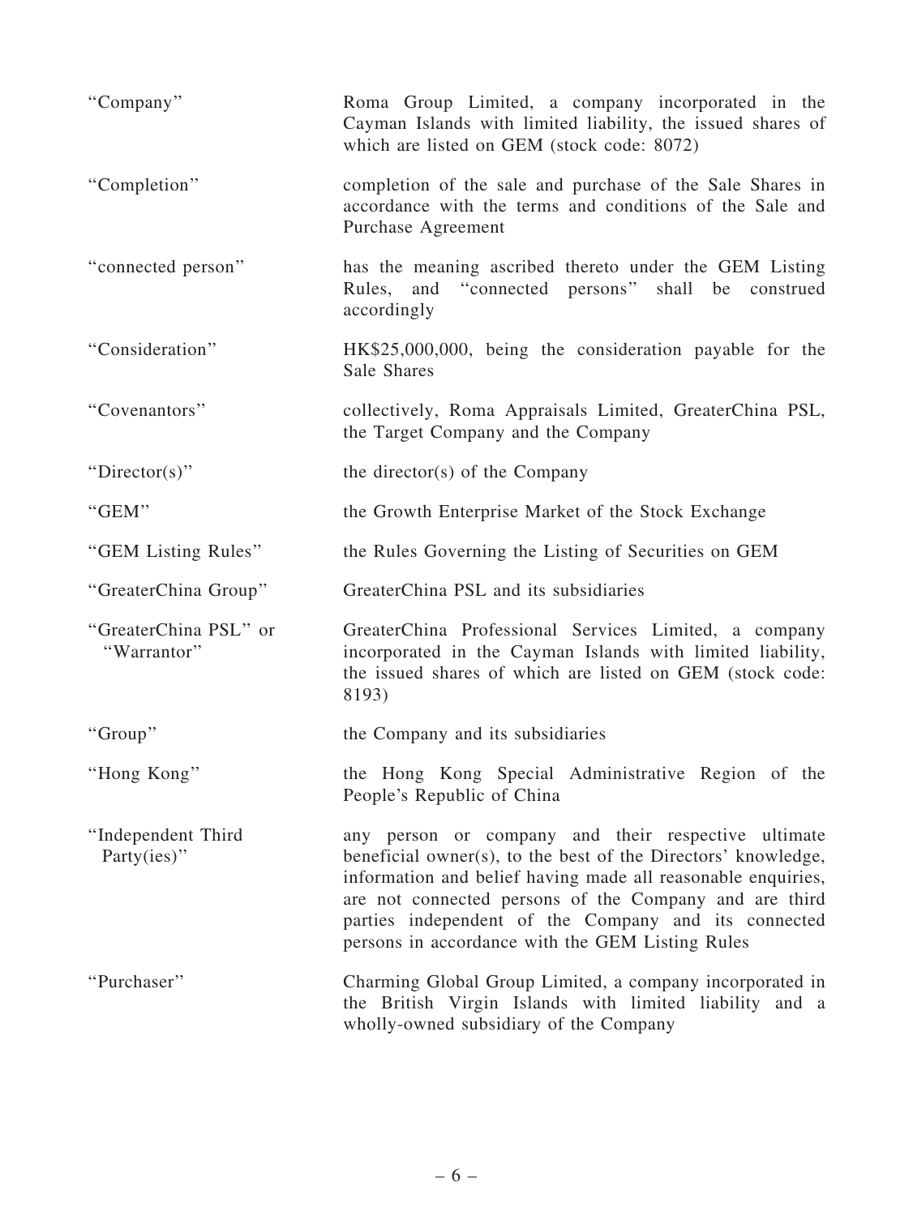| | |
|---|---|
| "Company" | Roma Group Limited, a company incorporated in the Cayman Islands with limited liability, the issued shares of which are listed on GEM (stock code: 8072) |
| "Completion" | completion of the sale and purchase of the Sale Shares in accordance with the terms and conditions of the Sale and Purchase Agreement |
| "connected person" | has the meaning ascribed thereto under the GEM Listing Rules, and "connected persons" shall be construed accordingly |
| "Consideration" | HK$25,000,000, being the consideration payable for the Sale Shares |
| "Covenantors" | collectively, Roma Appraisals Limited, GreaterChina PSL, the Target Company and the Company |
| "Director(s)" | the director(s) of the Company |
| "GEM" | the Growth Enterprise Market of the Stock Exchange |
| "GEM Listing Rules" | the Rules Governing the Listing of Securities on GEM |
| "GreaterChina Group" | GreaterChina PSL and its subsidiaries |
| "GreaterChina PSL" or "Warrantor" | GreaterChina Professional Services Limited, a company incorporated in the Cayman Islands with limited liability, the issued shares of which are listed on GEM (stock code: 8193) |
| "Group" | the Company and its subsidiaries |
| "Hong Kong" | the Hong Kong Special Administrative Region of the People's Republic of China |
| "Independent Third Party(ies)" | any person or company and their respective ultimate beneficial owner(s), to the best of the Directors' knowledge, information and belief having made all reasonable enquiries, are not connected persons of the Company and are third parties independent of the Company and its connected persons in accordance with the GEM Listing Rules |
| "Purchaser" | Charming Global Group Limited, a company incorporated in the British Virgin Islands with limited liability and a wholly-owned subsidiary of the Company |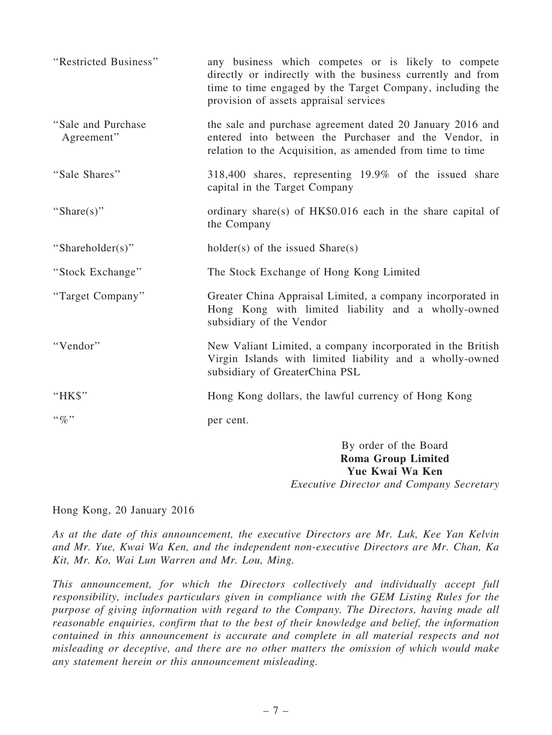| | |
|---|---|
| "Restricted Business" | any business which competes or is likely to compete directly or indirectly with the business currently and from time to time engaged by the Target Company, including the provision of assets appraisal services |
| "Sale and Purchase Agreement" | the sale and purchase agreement dated 20 January 2016 and entered into between the Purchaser and the Vendor, in relation to the Acquisition, as amended from time to time |
| "Sale Shares" | 318,400 shares, representing 19.9% of the issued share capital in the Target Company |
| "Share(s)" | ordinary share(s) of HK$0.016 each in the share capital of the Company |
| "Shareholder(s)" | holder(s) of the issued Share(s) |
| "Stock Exchange" | The Stock Exchange of Hong Kong Limited |
| "Target Company" | Greater China Appraisal Limited, a company incorporated in Hong Kong with limited liability and a wholly-owned subsidiary of the Vendor |
| "Vendor" | New Valiant Limited, a company incorporated in the British Virgin Islands with limited liability and a wholly-owned subsidiary of GreaterChina PSL |
| "HK$" | Hong Kong dollars, the lawful currency of Hong Kong |
| "%" | per cent. |

By order of the Board
**Roma Group Limited**
**Yue Kwai Wa Ken**
*Executive Director and Company Secretary*

Hong Kong, 20 January 2016

*As at the date of this announcement, the executive Directors are Mr. Luk, Kee Yan Kelvin and Mr. Yue, Kwai Wa Ken, and the independent non-executive Directors are Mr. Chan, Ka Kit, Mr. Ko, Wai Lun Warren and Mr. Lou, Ming.*

*This announcement, for which the Directors collectively and individually accept full responsibility, includes particulars given in compliance with the GEM Listing Rules for the purpose of giving information with regard to the Company. The Directors, having made all reasonable enquiries, confirm that to the best of their knowledge and belief, the information contained in this announcement is accurate and complete in all material respects and not misleading or deceptive, and there are no other matters the omission of which would make any statement herein or this announcement misleading.*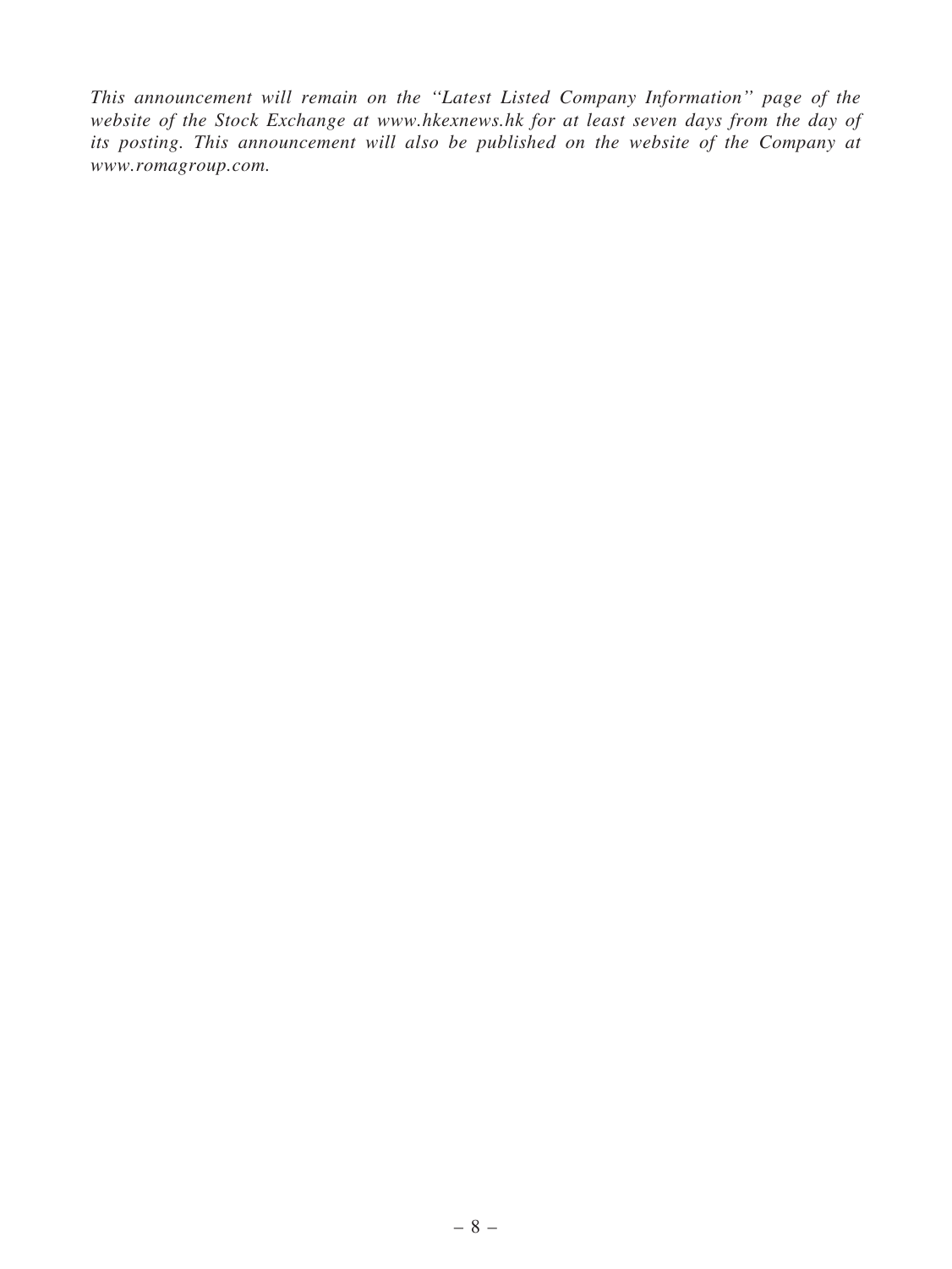*This announcement will remain on the "Latest Listed Company Information" page of the website of the Stock Exchange at www.hkexnews.hk for at least seven days from the day of its posting. This announcement will also be published on the website of the Company at www.romagroup.com.*